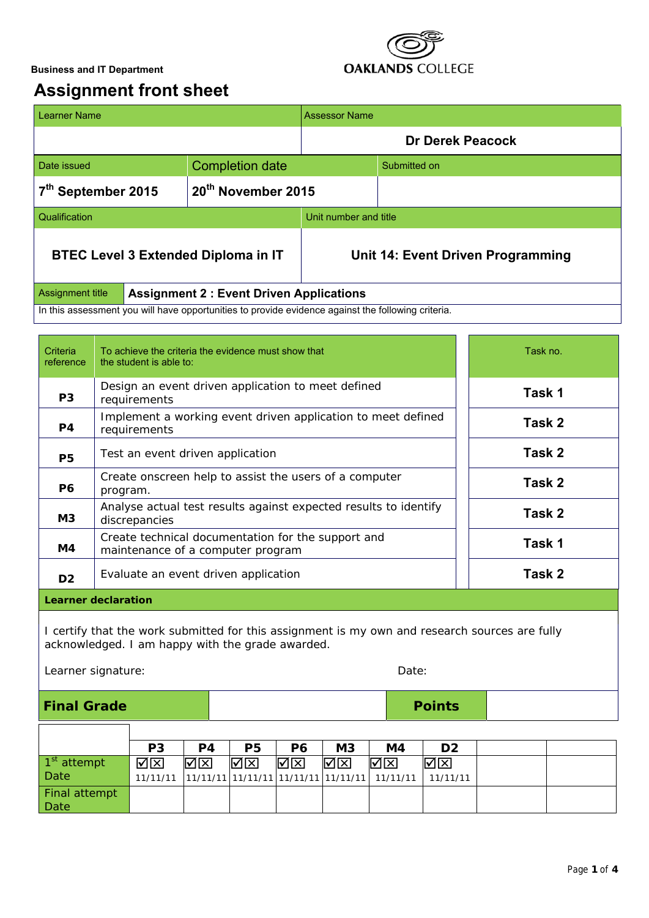**Business and IT Department**

OAKLANDS COLLEGE

# Assignment front sheet

| Learner Name | | Assessor Name |
|---|---|---|
| | | **Dr Derek Peacock** |
| **Date issued** | **Completion date** | **Submitted on** |
| **7th September 2015** | **20th November 2015** | |
| **Qualification** | | **Unit number and title** |
| **BTEC Level 3 Extended Diploma in IT** | | **Unit 14: Event Driven Programming** |

| Assignment title | **Assignment 2 : Event Driven Applications** |
|---|---|

In this assessment you will have opportunities to provide evidence against the following criteria.

| Criteria reference | To achieve the criteria the evidence must show that the student is able to: | Task no. |
|---|---|---|
| **P3** | Design an event driven application to meet defined requirements | **Task 1** |
| **P4** | Implement a working event driven application to meet defined requirements | **Task 2** |
| **P5** | Test an event driven application | **Task 2** |
| **P6** | Create onscreen help to assist the users of a computer program. | **Task 2** |
| **M3** | Analyse actual test results against expected results to identify discrepancies | **Task 2** |
| **M4** | Create technical documentation for the support and maintenance of a computer program | **Task 1** |
| **D2** | Evaluate an event driven application | **Task 2** |

**Learner declaration**

I certify that the work submitted for this assignment is my own and research sources are fully acknowledged. I am happy with the grade awarded.

Learner signature: Date:

| **Final Grade** | | **Points** | |
|---|---|---|---|

| | P3 | P4 | P5 | P6 | M3 | M4 | D2 | | |
|---|---|---|---|---|---|---|---|---|---|
| 1st attempt Date | ☑☒ 11/11/11 | ☑☒ 11/11/11 | ☑☒ 11/11/11 | ☑☒ 11/11/11 | ☑☒ 11/11/11 | ☑☒ 11/11/11 | ☑☒ 11/11/11 | | |
| Final attempt Date | | | | | | | | | |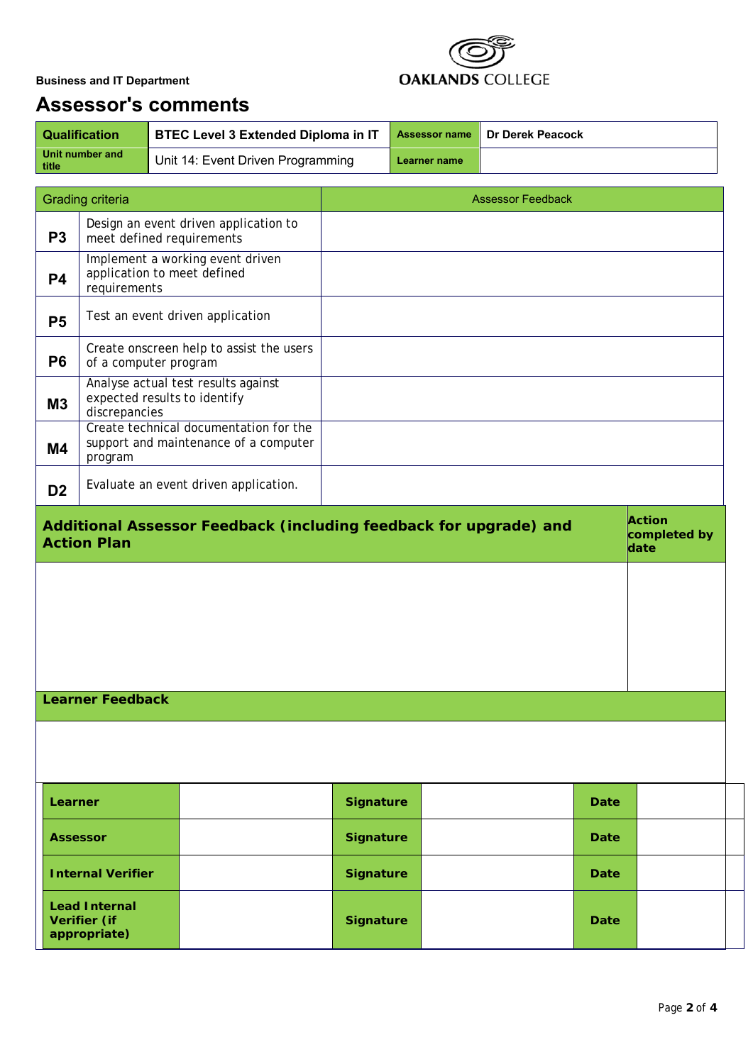Business and IT Department

OAKLANDS COLLEGE

# Assessor's comments

| Qualification | BTEC Level 3 Extended Diploma in IT | Assessor name | Dr Derek Peacock |
|---|---|---|---|
| Unit number and title | Unit 14: Event Driven Programming | Learner name | |

| Grading criteria | | Assessor Feedback |
|---|---|---|
| P3 | Design an event driven application to meet defined requirements | |
| P4 | Implement a working event driven application to meet defined requirements | |
| P5 | Test an event driven application | |
| P6 | Create onscreen help to assist the users of a computer program | |
| M3 | Analyse actual test results against expected results to identify discrepancies | |
| M4 | Create technical documentation for the support and maintenance of a computer program | |
| D2 | Evaluate an event driven application. | |

| Additional Assessor Feedback (including feedback for upgrade) and Action Plan | Action completed by date |
|---|---|
| | |

| Learner Feedback |
|---|
| |

| | | | | | |
|---|---|---|---|---|---|
| **Learner** | | **Signature** | | **Date** | |
| **Assessor** | | **Signature** | | **Date** | |
| **Internal Verifier** | | **Signature** | | **Date** | |
| **Lead Internal Verifier (if appropriate)** | | **Signature** | | **Date** | |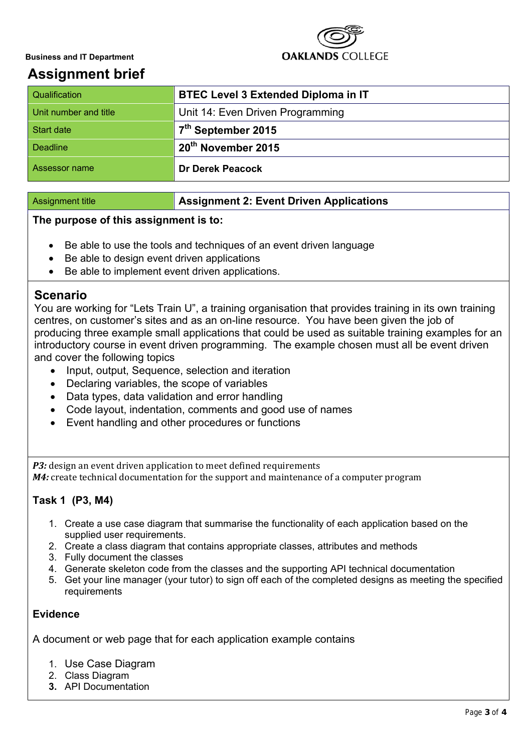**Business and IT Department**

**OAKLANDS COLLEGE**

# Assignment brief

| Qualification | **BTEC Level 3 Extended Diploma in IT** |
|---|---|
| Unit number and title | Unit 14: Even Driven Programming |
| Start date | **7th September 2015** |
| Deadline | **20th November 2015** |
| Assessor name | **Dr Derek Peacock** |

| Assignment title | **Assignment 2: Event Driven Applications** |
|---|---|

**The purpose of this assignment is to:**

- Be able to use the tools and techniques of an event driven language
- Be able to design event driven applications
- Be able to implement event driven applications.

## Scenario

You are working for "Lets Train U", a training organisation that provides training in its own training centres, on customer's sites and as an on-line resource. You have been given the job of producing three example small applications that could be used as suitable training examples for an introductory course in event driven programming. The example chosen must all be event driven and cover the following topics

- Input, output, Sequence, selection and iteration
- Declaring variables, the scope of variables
- Data types, data validation and error handling
- Code layout, indentation, comments and good use of names
- Event handling and other procedures or functions

***P3:*** design an event driven application to meet defined requirements
***M4:*** create technical documentation for the support and maintenance of a computer program

### Task 1 (P3, M4)

1. Create a use case diagram that summarise the functionality of each application based on the supplied user requirements.
2. Create a class diagram that contains appropriate classes, attributes and methods
3. Fully document the classes
4. Generate skeleton code from the classes and the supporting API technical documentation
5. Get your line manager (your tutor) to sign off each of the completed designs as meeting the specified requirements

### Evidence

A document or web page that for each application example contains

1. Use Case Diagram
2. Class Diagram
3. API Documentation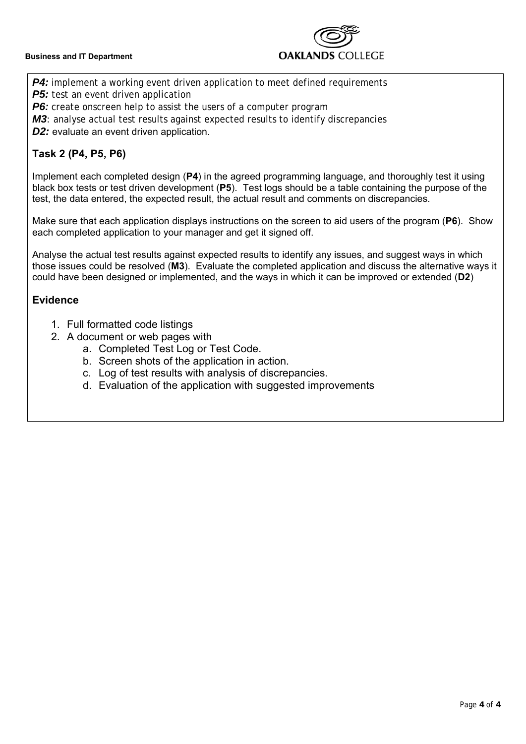***P4:*** *implement a working event driven application to meet defined requirements*
***P5:*** *test an event driven application*
***P6:*** *create onscreen help to assist the users of a computer program*
***M3***: *analyse actual test results against expected results to identify discrepancies*
***D2:*** evaluate an event driven application.

## Task 2 (P4, P5, P6)

Implement each completed design (**P4**) in the agreed programming language, and thoroughly test it using black box tests or test driven development (**P5**). Test logs should be a table containing the purpose of the test, the data entered, the expected result, the actual result and comments on discrepancies.

Make sure that each application displays instructions on the screen to aid users of the program (**P6**). Show each completed application to your manager and get it signed off.

Analyse the actual test results against expected results to identify any issues, and suggest ways in which those issues could be resolved (**M3**). Evaluate the completed application and discuss the alternative ways it could have been designed or implemented, and the ways in which it can be improved or extended (**D2**)

## Evidence

1. Full formatted code listings
2. A document or web pages with
   a. Completed Test Log or Test Code.
   b. Screen shots of the application in action.
   c. Log of test results with analysis of discrepancies.
   d. Evaluation of the application with suggested improvements